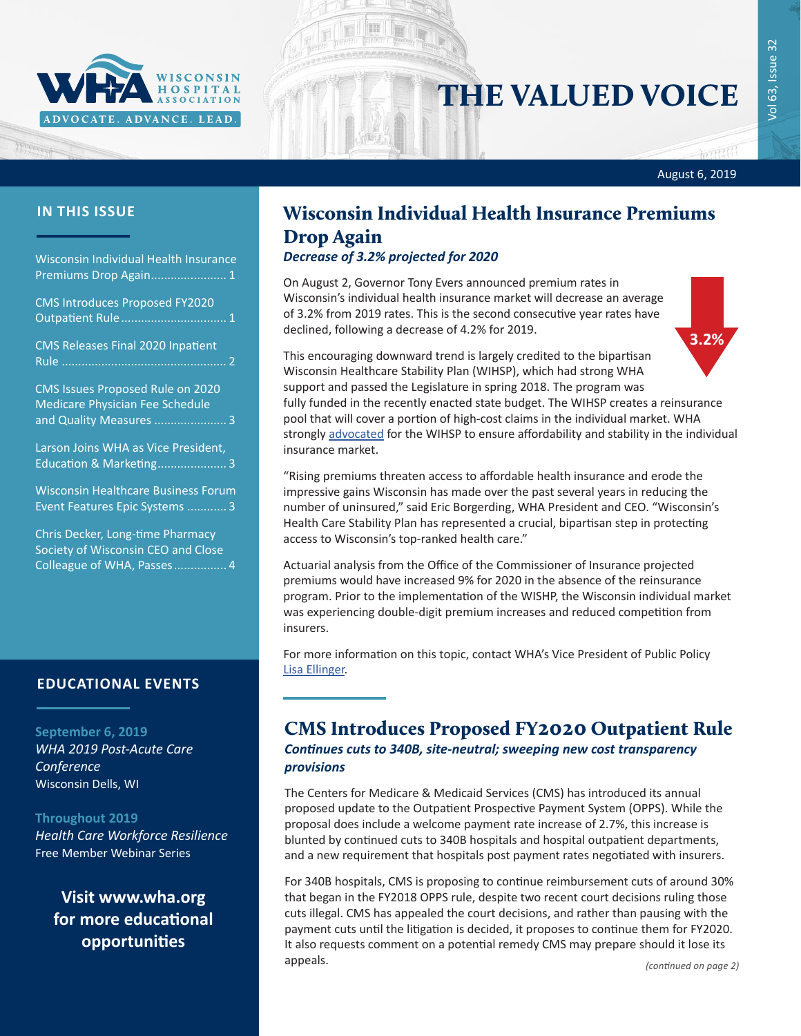# THE VALUED VOICE

August 6, 2019

## IN THIS ISSUE

- Wisconsin Individual Health Insurance Premiums Drop Again....................... 1
- CMS Introduces Proposed FY2020 Outpatient Rule................................ 1
- CMS Releases Final 2020 Inpatient Rule .................................................. 2
- CMS Issues Proposed Rule on 2020 Medicare Physician Fee Schedule and Quality Measures ...................... 3
- Larson Joins WHA as Vice President, Education & Marketing..................... 3
- Wisconsin Healthcare Business Forum Event Features Epic Systems ............ 3
- Chris Decker, Long-time Pharmacy Society of Wisconsin CEO and Close Colleague of WHA, Passes................ 4

## EDUCATIONAL EVENTS

**September 6, 2019**
*WHA 2019 Post-Acute Care Conference*
Wisconsin Dells, WI

**Throughout 2019**
*Health Care Workforce Resilience*
Free Member Webinar Series

**Visit www.wha.org for more educational opportunities**

## Wisconsin Individual Health Insurance Premiums Drop Again

***Decrease of 3.2% projected for 2020***

On August 2, Governor Tony Evers announced premium rates in Wisconsin's individual health insurance market will decrease an average of 3.2% from 2019 rates. This is the second consecutive year rates have declined, following a decrease of 4.2% for 2019.

This encouraging downward trend is largely credited to the bipartisan Wisconsin Healthcare Stability Plan (WIHSP), which had strong WHA support and passed the Legislature in spring 2018. The program was fully funded in the recently enacted state budget. The WIHSP creates a reinsurance pool that will cover a portion of high-cost claims in the individual market. WHA strongly advocated for the WIHSP to ensure affordability and stability in the individual insurance market.

"Rising premiums threaten access to affordable health insurance and erode the impressive gains Wisconsin has made over the past several years in reducing the number of uninsured," said Eric Borgerding, WHA President and CEO. "Wisconsin's Health Care Stability Plan has represented a crucial, bipartisan step in protecting access to Wisconsin's top-ranked health care."

Actuarial analysis from the Office of the Commissioner of Insurance projected premiums would have increased 9% for 2020 in the absence of the reinsurance program. Prior to the implementation of the WISHP, the Wisconsin individual market was experiencing double-digit premium increases and reduced competition from insurers.

For more information on this topic, contact WHA's Vice President of Public Policy Lisa Ellinger.

## CMS Introduces Proposed FY2020 Outpatient Rule

***Continues cuts to 340B, site-neutral; sweeping new cost transparency provisions***

The Centers for Medicare & Medicaid Services (CMS) has introduced its annual proposed update to the Outpatient Prospective Payment System (OPPS). While the proposal does include a welcome payment rate increase of 2.7%, this increase is blunted by continued cuts to 340B hospitals and hospital outpatient departments, and a new requirement that hospitals post payment rates negotiated with insurers.

For 340B hospitals, CMS is proposing to continue reimbursement cuts of around 30% that began in the FY2018 OPPS rule, despite two recent court decisions ruling those cuts illegal. CMS has appealed the court decisions, and rather than pausing with the payment cuts until the litigation is decided, it proposes to continue them for FY2020. It also requests comment on a potential remedy CMS may prepare should it lose its appeals.

*(continued on page 2)*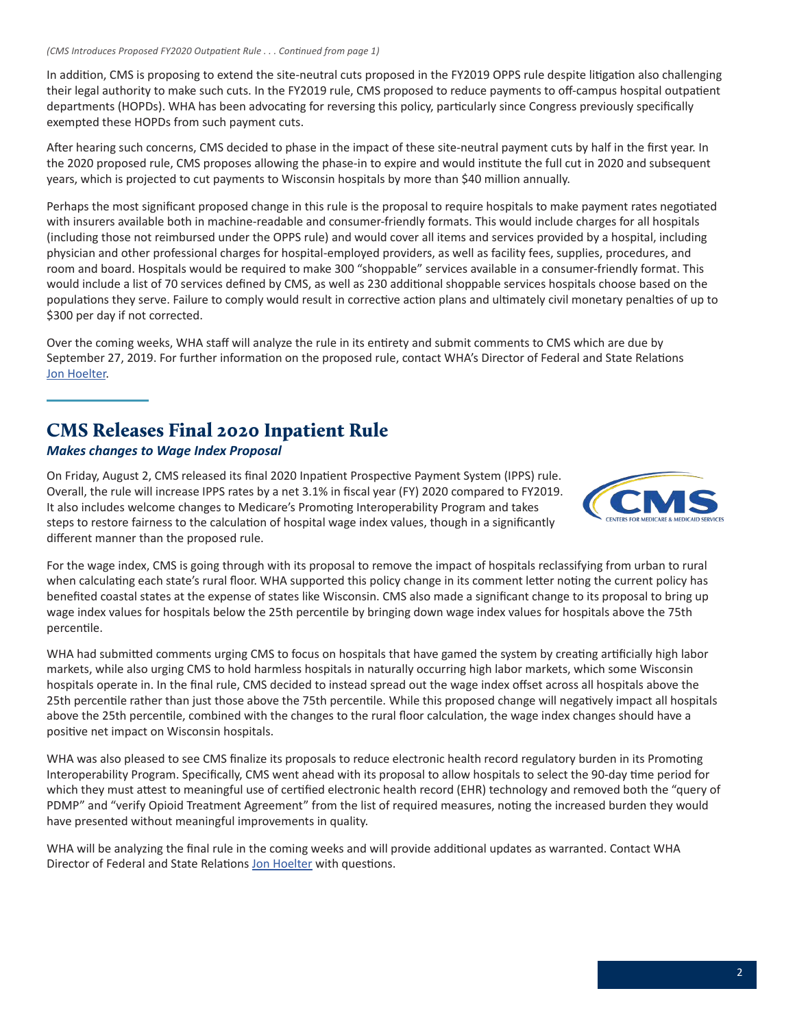*(CMS Introduces Proposed FY2020 Outpatient Rule . . . Continued from page 1)*

In addition, CMS is proposing to extend the site-neutral cuts proposed in the FY2019 OPPS rule despite litigation also challenging their legal authority to make such cuts. In the FY2019 rule, CMS proposed to reduce payments to off-campus hospital outpatient departments (HOPDs). WHA has been advocating for reversing this policy, particularly since Congress previously specifically exempted these HOPDs from such payment cuts.

After hearing such concerns, CMS decided to phase in the impact of these site-neutral payment cuts by half in the first year. In the 2020 proposed rule, CMS proposes allowing the phase-in to expire and would institute the full cut in 2020 and subsequent years, which is projected to cut payments to Wisconsin hospitals by more than $40 million annually.

Perhaps the most significant proposed change in this rule is the proposal to require hospitals to make payment rates negotiated with insurers available both in machine-readable and consumer-friendly formats. This would include charges for all hospitals (including those not reimbursed under the OPPS rule) and would cover all items and services provided by a hospital, including physician and other professional charges for hospital-employed providers, as well as facility fees, supplies, procedures, and room and board. Hospitals would be required to make 300 "shoppable" services available in a consumer-friendly format. This would include a list of 70 services defined by CMS, as well as 230 additional shoppable services hospitals choose based on the populations they serve. Failure to comply would result in corrective action plans and ultimately civil monetary penalties of up to $300 per day if not corrected.

Over the coming weeks, WHA staff will analyze the rule in its entirety and submit comments to CMS which are due by September 27, 2019. For further information on the proposed rule, contact WHA's Director of Federal and State Relations Jon Hoelter.

## CMS Releases Final 2020 Inpatient Rule

***Makes changes to Wage Index Proposal***

On Friday, August 2, CMS released its final 2020 Inpatient Prospective Payment System (IPPS) rule. Overall, the rule will increase IPPS rates by a net 3.1% in fiscal year (FY) 2020 compared to FY2019. It also includes welcome changes to Medicare's Promoting Interoperability Program and takes steps to restore fairness to the calculation of hospital wage index values, though in a significantly different manner than the proposed rule.

For the wage index, CMS is going through with its proposal to remove the impact of hospitals reclassifying from urban to rural when calculating each state's rural floor. WHA supported this policy change in its comment letter noting the current policy has benefited coastal states at the expense of states like Wisconsin. CMS also made a significant change to its proposal to bring up wage index values for hospitals below the 25th percentile by bringing down wage index values for hospitals above the 75th percentile.

WHA had submitted comments urging CMS to focus on hospitals that have gamed the system by creating artificially high labor markets, while also urging CMS to hold harmless hospitals in naturally occurring high labor markets, which some Wisconsin hospitals operate in. In the final rule, CMS decided to instead spread out the wage index offset across all hospitals above the 25th percentile rather than just those above the 75th percentile. While this proposed change will negatively impact all hospitals above the 25th percentile, combined with the changes to the rural floor calculation, the wage index changes should have a positive net impact on Wisconsin hospitals.

WHA was also pleased to see CMS finalize its proposals to reduce electronic health record regulatory burden in its Promoting Interoperability Program. Specifically, CMS went ahead with its proposal to allow hospitals to select the 90-day time period for which they must attest to meaningful use of certified electronic health record (EHR) technology and removed both the "query of PDMP" and "verify Opioid Treatment Agreement" from the list of required measures, noting the increased burden they would have presented without meaningful improvements in quality.

WHA will be analyzing the final rule in the coming weeks and will provide additional updates as warranted. Contact WHA Director of Federal and State Relations Jon Hoelter with questions.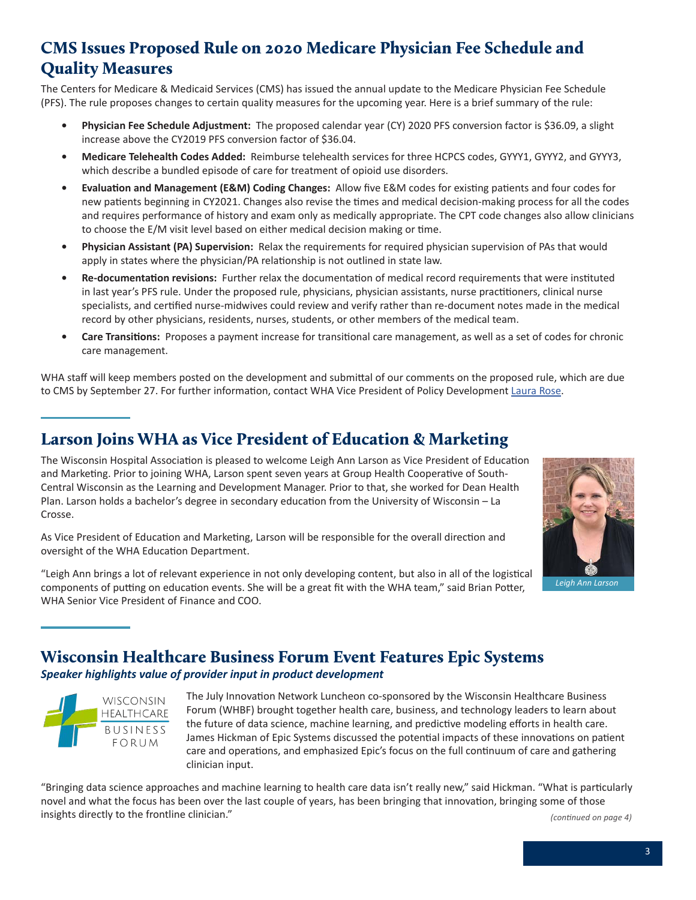# CMS Issues Proposed Rule on 2020 Medicare Physician Fee Schedule and Quality Measures

The Centers for Medicare & Medicaid Services (CMS) has issued the annual update to the Medicare Physician Fee Schedule (PFS). The rule proposes changes to certain quality measures for the upcoming year. Here is a brief summary of the rule:

- **Physician Fee Schedule Adjustment:** The proposed calendar year (CY) 2020 PFS conversion factor is $36.09, a slight increase above the CY2019 PFS conversion factor of $36.04.
- **Medicare Telehealth Codes Added:** Reimburse telehealth services for three HCPCS codes, GYYY1, GYYY2, and GYYY3, which describe a bundled episode of care for treatment of opioid use disorders.
- **Evaluation and Management (E&M) Coding Changes:** Allow five E&M codes for existing patients and four codes for new patients beginning in CY2021. Changes also revise the times and medical decision-making process for all the codes and requires performance of history and exam only as medically appropriate. The CPT code changes also allow clinicians to choose the E/M visit level based on either medical decision making or time.
- **Physician Assistant (PA) Supervision:** Relax the requirements for required physician supervision of PAs that would apply in states where the physician/PA relationship is not outlined in state law.
- **Re-documentation revisions:** Further relax the documentation of medical record requirements that were instituted in last year's PFS rule. Under the proposed rule, physicians, physician assistants, nurse practitioners, clinical nurse specialists, and certified nurse-midwives could review and verify rather than re-document notes made in the medical record by other physicians, residents, nurses, students, or other members of the medical team.
- **Care Transitions:** Proposes a payment increase for transitional care management, as well as a set of codes for chronic care management.

WHA staff will keep members posted on the development and submittal of our comments on the proposed rule, which are due to CMS by September 27. For further information, contact WHA Vice President of Policy Development Laura Rose.

# Larson Joins WHA as Vice President of Education & Marketing

The Wisconsin Hospital Association is pleased to welcome Leigh Ann Larson as Vice President of Education and Marketing. Prior to joining WHA, Larson spent seven years at Group Health Cooperative of South-Central Wisconsin as the Learning and Development Manager. Prior to that, she worked for Dean Health Plan. Larson holds a bachelor's degree in secondary education from the University of Wisconsin – La Crosse.

As Vice President of Education and Marketing, Larson will be responsible for the overall direction and oversight of the WHA Education Department.

"Leigh Ann brings a lot of relevant experience in not only developing content, but also in all of the logistical components of putting on education events. She will be a great fit with the WHA team," said Brian Potter, WHA Senior Vice President of Finance and COO.

*Leigh Ann Larson*

# Wisconsin Healthcare Business Forum Event Features Epic Systems

***Speaker highlights value of provider input in product development***

The July Innovation Network Luncheon co-sponsored by the Wisconsin Healthcare Business Forum (WHBF) brought together health care, business, and technology leaders to learn about the future of data science, machine learning, and predictive modeling efforts in health care. James Hickman of Epic Systems discussed the potential impacts of these innovations on patient care and operations, and emphasized Epic's focus on the full continuum of care and gathering clinician input.

"Bringing data science approaches and machine learning to health care data isn't really new," said Hickman. "What is particularly novel and what the focus has been over the last couple of years, has been bringing that innovation, bringing some of those insights directly to the frontline clinician."

*(continued on page 4)*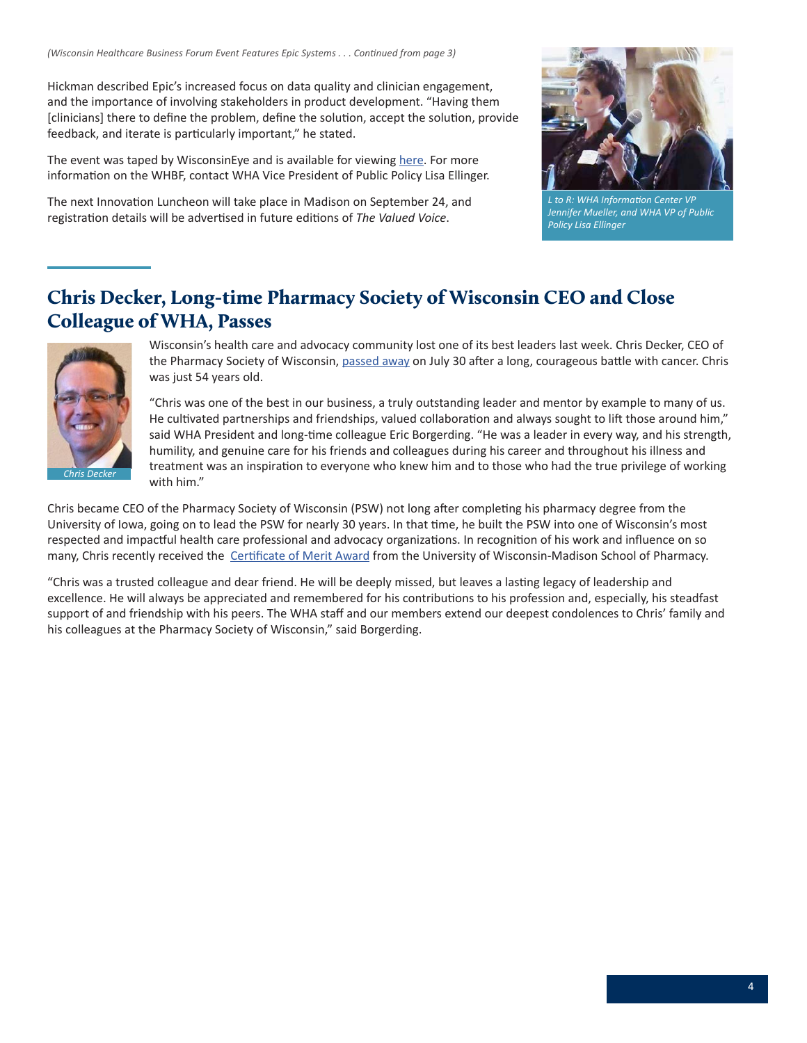*(Wisconsin Healthcare Business Forum Event Features Epic Systems . . . Continued from page 3)*

Hickman described Epic's increased focus on data quality and clinician engagement, and the importance of involving stakeholders in product development. "Having them [clinicians] there to define the problem, define the solution, accept the solution, provide feedback, and iterate is particularly important," he stated.

The event was taped by WisconsinEye and is available for viewing here. For more information on the WHBF, contact WHA Vice President of Public Policy Lisa Ellinger.

The next Innovation Luncheon will take place in Madison on September 24, and registration details will be advertised in future editions of *The Valued Voice*.

*L to R: WHA Information Center VP Jennifer Mueller, and WHA VP of Public Policy Lisa Ellinger*

## Chris Decker, Long-time Pharmacy Society of Wisconsin CEO and Close Colleague of WHA, Passes

*Chris Decker*

Wisconsin's health care and advocacy community lost one of its best leaders last week. Chris Decker, CEO of the Pharmacy Society of Wisconsin, passed away on July 30 after a long, courageous battle with cancer. Chris was just 54 years old.

"Chris was one of the best in our business, a truly outstanding leader and mentor by example to many of us. He cultivated partnerships and friendships, valued collaboration and always sought to lift those around him," said WHA President and long-time colleague Eric Borgerding. "He was a leader in every way, and his strength, humility, and genuine care for his friends and colleagues during his career and throughout his illness and treatment was an inspiration to everyone who knew him and to those who had the true privilege of working with him."

Chris became CEO of the Pharmacy Society of Wisconsin (PSW) not long after completing his pharmacy degree from the University of Iowa, going on to lead the PSW for nearly 30 years. In that time, he built the PSW into one of Wisconsin's most respected and impactful health care professional and advocacy organizations. In recognition of his work and influence on so many, Chris recently received the Certificate of Merit Award from the University of Wisconsin-Madison School of Pharmacy.

"Chris was a trusted colleague and dear friend. He will be deeply missed, but leaves a lasting legacy of leadership and excellence. He will always be appreciated and remembered for his contributions to his profession and, especially, his steadfast support of and friendship with his peers. The WHA staff and our members extend our deepest condolences to Chris' family and his colleagues at the Pharmacy Society of Wisconsin," said Borgerding.